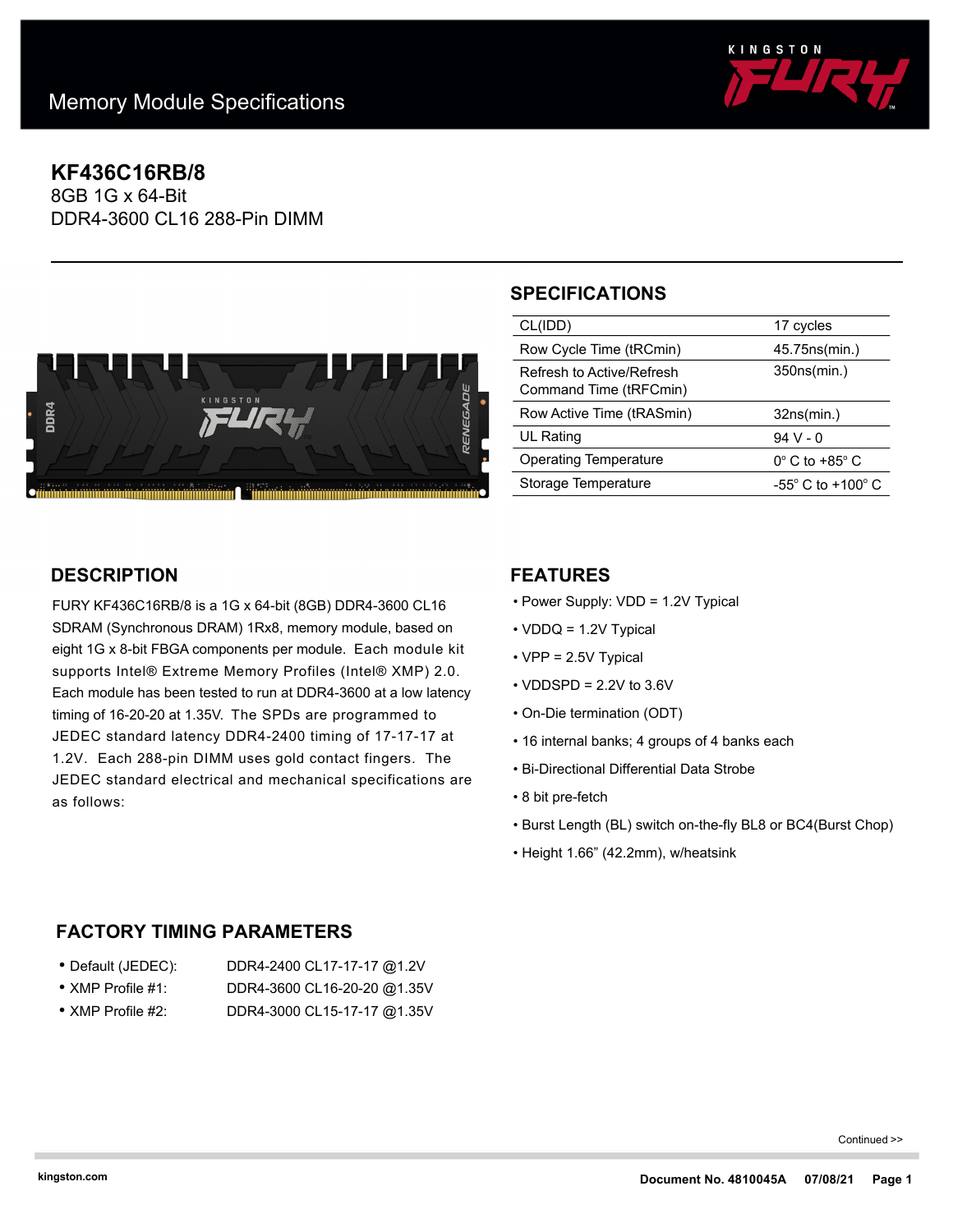Memory Module Specifications

# KF436C16RB/8

8GB 1G x 64-Bit
DDR4-3600 CL16 288-Pin DIMM

## SPECIFICATIONS

| | |
|---|---|
| CL(IDD) | 17 cycles |
| Row Cycle Time (tRCmin) | 45.75ns(min.) |
| Refresh to Active/Refresh Command Time (tRFCmin) | 350ns(min.) |
| Row Active Time (tRASmin) | 32ns(min.) |
| UL Rating | 94 V - 0 |
| Operating Temperature | 0° C to +85° C |
| Storage Temperature | -55° C to +100° C |

## DESCRIPTION

FURY KF436C16RB/8 is a 1G x 64-bit (8GB) DDR4-3600 CL16 SDRAM (Synchronous DRAM) 1Rx8, memory module, based on eight 1G x 8-bit FBGA components per module. Each module kit supports Intel® Extreme Memory Profiles (Intel® XMP) 2.0. Each module has been tested to run at DDR4-3600 at a low latency timing of 16-20-20 at 1.35V. The SPDs are programmed to JEDEC standard latency DDR4-2400 timing of 17-17-17 at 1.2V. Each 288-pin DIMM uses gold contact fingers. The JEDEC standard electrical and mechanical specifications are as follows:

## FEATURES

- Power Supply: VDD = 1.2V Typical
- VDDQ = 1.2V Typical
- VPP = 2.5V Typical
- VDDSPD = 2.2V to 3.6V
- On-Die termination (ODT)
- 16 internal banks; 4 groups of 4 banks each
- Bi-Directional Differential Data Strobe
- 8 bit pre-fetch
- Burst Length (BL) switch on-the-fly BL8 or BC4(Burst Chop)
- Height 1.66” (42.2mm), w/heatsink

## FACTORY TIMING PARAMETERS

- Default (JEDEC): DDR4-2400 CL17-17-17 @1.2V
- XMP Profile #1: DDR4-3600 CL16-20-20 @1.35V
- XMP Profile #2: DDR4-3000 CL15-17-17 @1.35V

Continued >>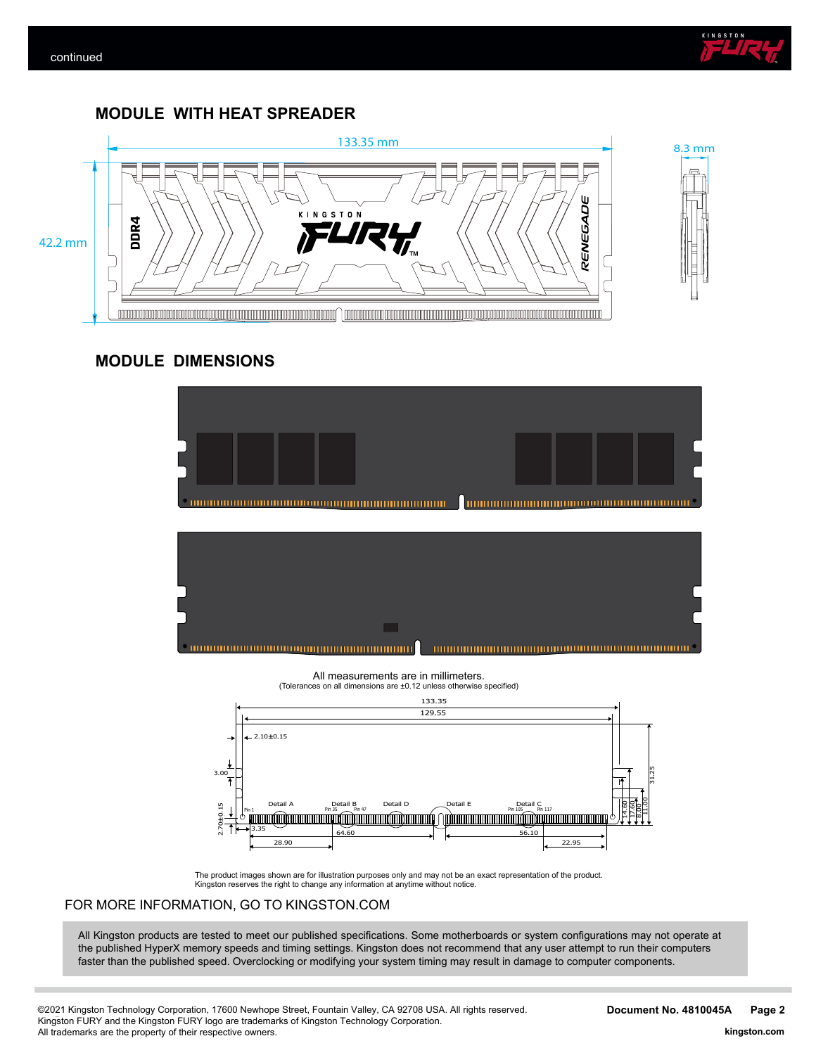## MODULE WITH HEAT SPREADER

133.35 mm

8.3 mm

42.2 mm

DDR4

KINGSTON FURY

RENEGADE

## MODULE DIMENSIONS

All measurements are in millimeters.
(Tolerances on all dimensions are ±0.12 unless otherwise specified)

133.35
129.55
2.10±0.15
3.00
2.70±0.15
Detail A
Detail B
Detail D
Detail E
Detail C
Pin 1
Pin 35
Pin 47
Pin 105
Pin 117
3.35
28.90
64.60
56.10
22.95
31.25
14.60
17.60
9.70
11.00

The product images shown are for illustration purposes only and may not be an exact representation of the product.
Kingston reserves the right to change any information at any time without notice.

FOR MORE INFORMATION, GO TO KINGSTON.COM

All Kingston products are tested to meet our published specifications. Some motherboards or system configurations may not operate at the published HyperX memory speeds and timing settings. Kingston does not recommend that any user attempt to run their computers faster than the published speed. Overclocking or modifying your system timing may result in damage to computer components.

©2021 Kingston Technology Corporation, 17600 Newhope Street, Fountain Valley, CA 92708 USA. All rights reserved.
Kingston FURY and the Kingston FURY logo are trademarks of Kingston Technology Corporation.
All trademarks are the property of their respective owners.

**Document No. 4810045A**

kingston.com